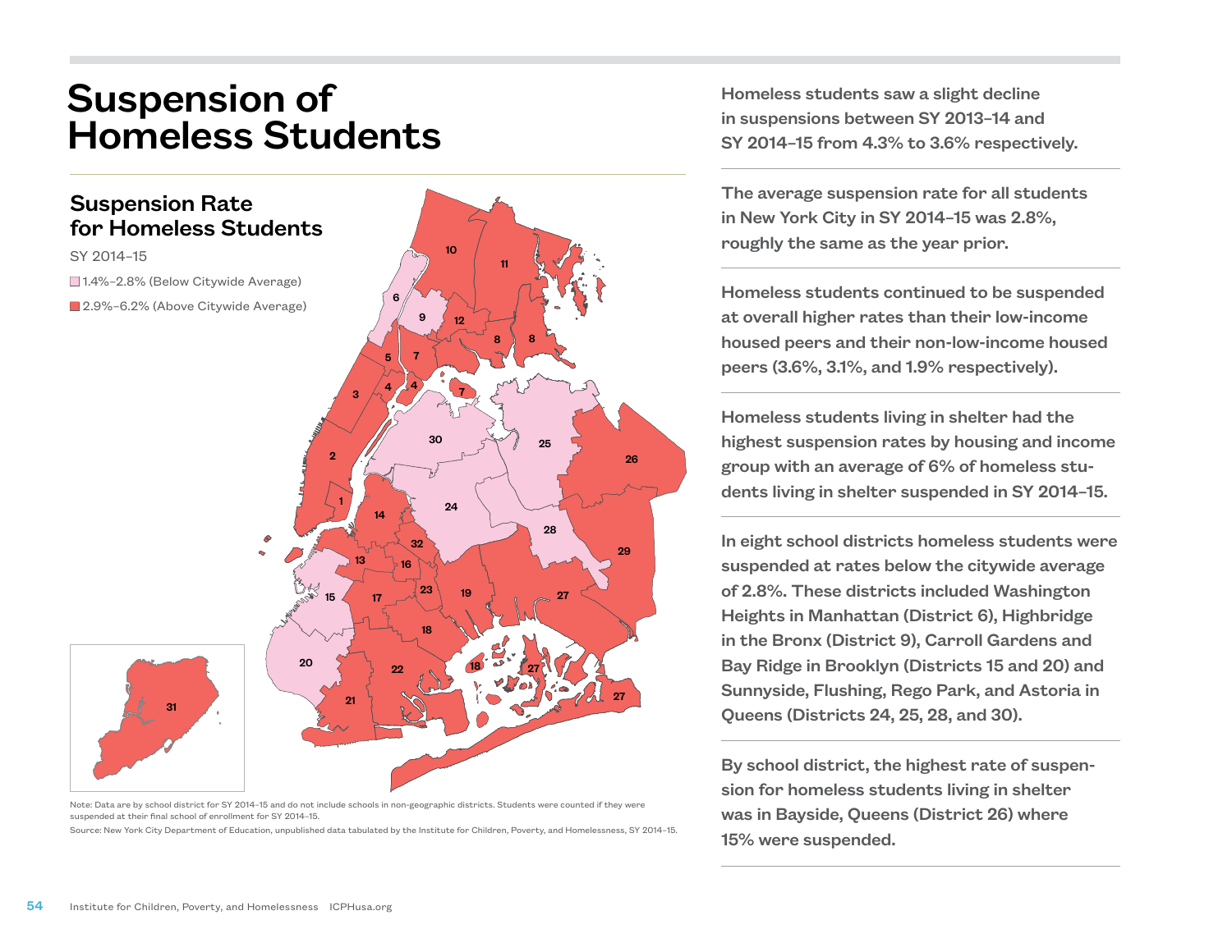# Suspension of Homeless Students

## Suspension Rate for Homeless Students

SY 2014–15

- 1.4%–2.8% (Below Citywide Average)
- 2.9%–6.2% (Above Citywide Average)

Note: Data are by school district for SY 2014-15 and do not include schools in non-geographic districts. Students were counted if they were suspended at their final school of enrollment for SY 2014-15.

Source: New York City Department of Education, unpublished data tabulated by the Institute for Children, Poverty, and Homelessness, SY 2014-15.

**Homeless students saw a slight decline in suspensions between SY 2013–14 and SY 2014–15 from 4.3% to 3.6% respectively.**

**The average suspension rate for all students in New York City in SY 2014–15 was 2.8%, roughly the same as the year prior.**

**Homeless students continued to be suspended at overall higher rates than their low-income housed peers and their non-low-income housed peers (3.6%, 3.1%, and 1.9% respectively).**

**Homeless students living in shelter had the highest suspension rates by housing and income group with an average of 6% of homeless students living in shelter suspended in SY 2014–15.**

**In eight school districts homeless students were suspended at rates below the citywide average of 2.8%. These districts included Washington Heights in Manhattan (District 6), Highbridge in the Bronx (District 9), Carroll Gardens and Bay Ridge in Brooklyn (Districts 15 and 20) and Sunnyside, Flushing, Rego Park, and Astoria in Queens (Districts 24, 25, 28, and 30).**

**By school district, the highest rate of suspension for homeless students living in shelter was in Bayside, Queens (District 26) where 15% were suspended.**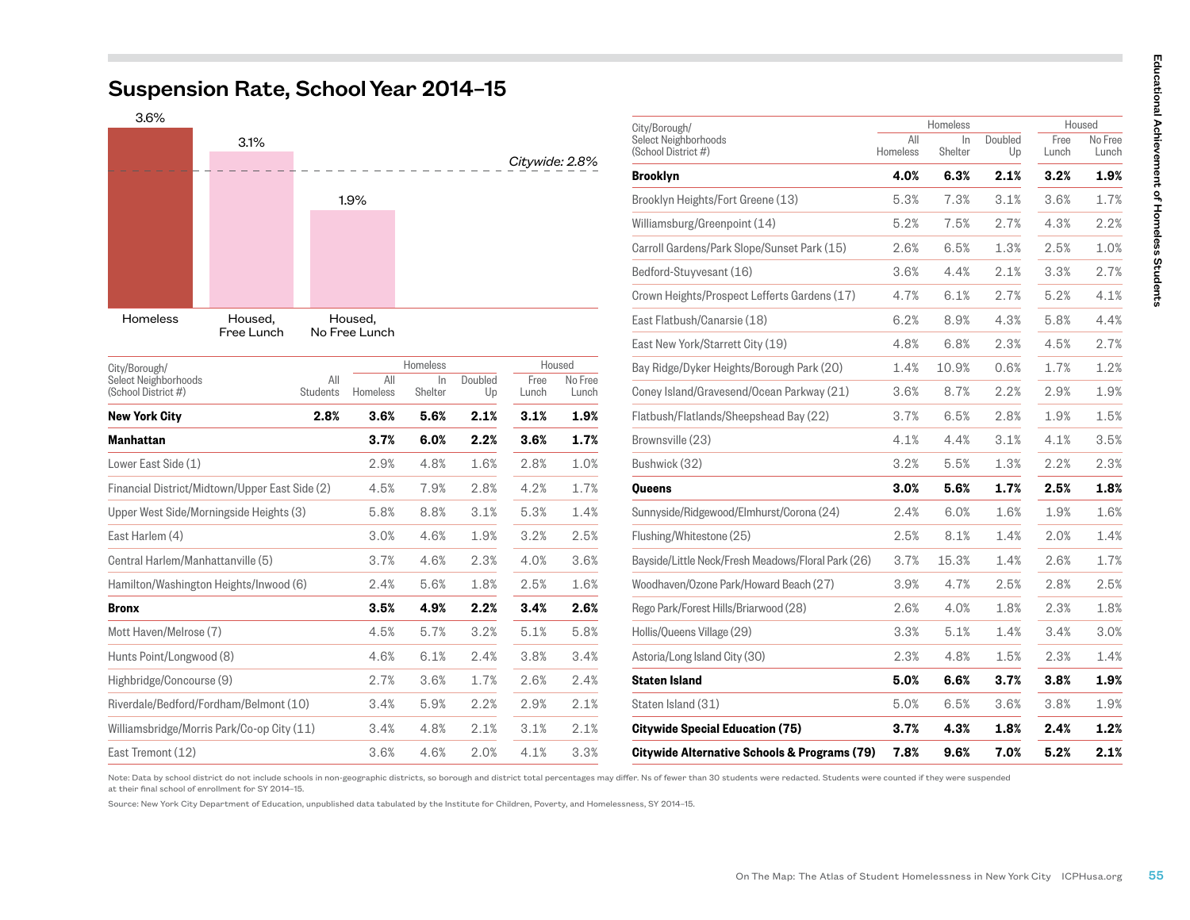## Suspension Rate, School Year 2014–15

3.6%
3.1%
1.9%
Citywide: 2.8%
Homeless
Housed, Free Lunch
Housed, No Free Lunch

| City/Borough/ Select Neighborhoods (School District #) | All Students | Homeless | | | Housed | |
|---|---|---|---|---|---|---|
| | | All Homeless | In Shelter | Doubled Up | Free Lunch | No Free Lunch |
| **New York City** | **2.8%** | **3.6%** | **5.6%** | **2.1%** | **3.1%** | **1.9%** |
| **Manhattan** | | **3.7%** | **6.0%** | **2.2%** | **3.6%** | **1.7%** |
| Lower East Side (1) | | 2.9% | 4.8% | 1.6% | 2.8% | 1.0% |
| Financial District/Midtown/Upper East Side (2) | | 4.5% | 7.9% | 2.8% | 4.2% | 1.7% |
| Upper West Side/Morningside Heights (3) | | 5.8% | 8.8% | 3.1% | 5.3% | 1.4% |
| East Harlem (4) | | 3.0% | 4.6% | 1.9% | 3.2% | 2.5% |
| Central Harlem/Manhattanville (5) | | 3.7% | 4.6% | 2.3% | 4.0% | 3.6% |
| Hamilton/Washington Heights/Inwood (6) | | 2.4% | 5.6% | 1.8% | 2.5% | 1.6% |
| **Bronx** | | **3.5%** | **4.9%** | **2.2%** | **3.4%** | **2.6%** |
| Mott Haven/Melrose (7) | | 4.5% | 5.7% | 3.2% | 5.1% | 5.8% |
| Hunts Point/Longwood (8) | | 4.6% | 6.1% | 2.4% | 3.8% | 3.4% |
| Highbridge/Concourse (9) | | 2.7% | 3.6% | 1.7% | 2.6% | 2.4% |
| Riverdale/Bedford/Fordham/Belmont (10) | | 3.4% | 5.9% | 2.2% | 2.9% | 2.1% |
| Williamsbridge/Morris Park/Co-op City (11) | | 3.4% | 4.8% | 2.1% | 3.1% | 2.1% |
| East Tremont (12) | | 3.6% | 4.6% | 2.0% | 4.1% | 3.3% |

| City/Borough/ Select Neighborhoods (School District #) | Homeless | | | Housed | |
|---|---|---|---|---|---|
| | All Homeless | In Shelter | Doubled Up | Free Lunch | No Free Lunch |
| **Brooklyn** | **4.0%** | **6.3%** | **2.1%** | **3.2%** | **1.9%** |
| Brooklyn Heights/Fort Greene (13) | 5.3% | 7.3% | 3.1% | 3.6% | 1.7% |
| Williamsburg/Greenpoint (14) | 5.2% | 7.5% | 2.7% | 4.3% | 2.2% |
| Carroll Gardens/Park Slope/Sunset Park (15) | 2.6% | 6.5% | 1.3% | 2.5% | 1.0% |
| Bedford-Stuyvesant (16) | 3.6% | 4.4% | 2.1% | 3.3% | 2.7% |
| Crown Heights/Prospect Lefferts Gardens (17) | 4.7% | 6.1% | 2.7% | 5.2% | 4.1% |
| East Flatbush/Canarsie (18) | 6.2% | 8.9% | 4.3% | 5.8% | 4.4% |
| East New York/Starrett City (19) | 4.8% | 6.8% | 2.3% | 4.5% | 2.7% |
| Bay Ridge/Dyker Heights/Borough Park (20) | 1.4% | 10.9% | 0.6% | 1.7% | 1.2% |
| Coney Island/Gravesend/Ocean Parkway (21) | 3.6% | 8.7% | 2.2% | 2.9% | 1.9% |
| Flatbush/Flatlands/Sheepshead Bay (22) | 3.7% | 6.5% | 2.8% | 1.9% | 1.5% |
| Brownsville (23) | 4.1% | 4.4% | 3.1% | 4.1% | 3.5% |
| Bushwick (32) | 3.2% | 5.5% | 1.3% | 2.2% | 2.3% |
| **Queens** | **3.0%** | **5.6%** | **1.7%** | **2.5%** | **1.8%** |
| Sunnyside/Ridgewood/Elmhurst/Corona (24) | 2.4% | 6.0% | 1.6% | 1.9% | 1.6% |
| Flushing/Whitestone (25) | 2.5% | 8.1% | 1.4% | 2.0% | 1.4% |
| Bayside/Little Neck/Fresh Meadows/Floral Park (26) | 3.7% | 15.3% | 1.4% | 2.6% | 1.7% |
| Woodhaven/Ozone Park/Howard Beach (27) | 3.9% | 4.7% | 2.5% | 2.8% | 2.5% |
| Rego Park/Forest Hills/Briarwood (28) | 2.6% | 4.0% | 1.8% | 2.3% | 1.8% |
| Hollis/Queens Village (29) | 3.3% | 5.1% | 1.4% | 3.4% | 3.0% |
| Astoria/Long Island City (30) | 2.3% | 4.8% | 1.5% | 2.3% | 1.4% |
| **Staten Island** | **5.0%** | **6.6%** | **3.7%** | **3.8%** | **1.9%** |
| Staten Island (31) | 5.0% | 6.5% | 3.6% | 3.8% | 1.9% |
| **Citywide Special Education (75)** | **3.7%** | **4.3%** | **1.8%** | **2.4%** | **1.2%** |
| **Citywide Alternative Schools & Programs (79)** | **7.8%** | **9.6%** | **7.0%** | **5.2%** | **2.1%** |

Note: Data by school district do not include schools in non-geographic districts, so borough and district total percentages may differ. Ns of fewer than 30 students were redacted. Students were counted if they were suspended at their final school of enrollment for SY 2014–15.

Source: New York City Department of Education, unpublished data tabulated by the Institute for Children, Poverty, and Homelessness, SY 2014–15.